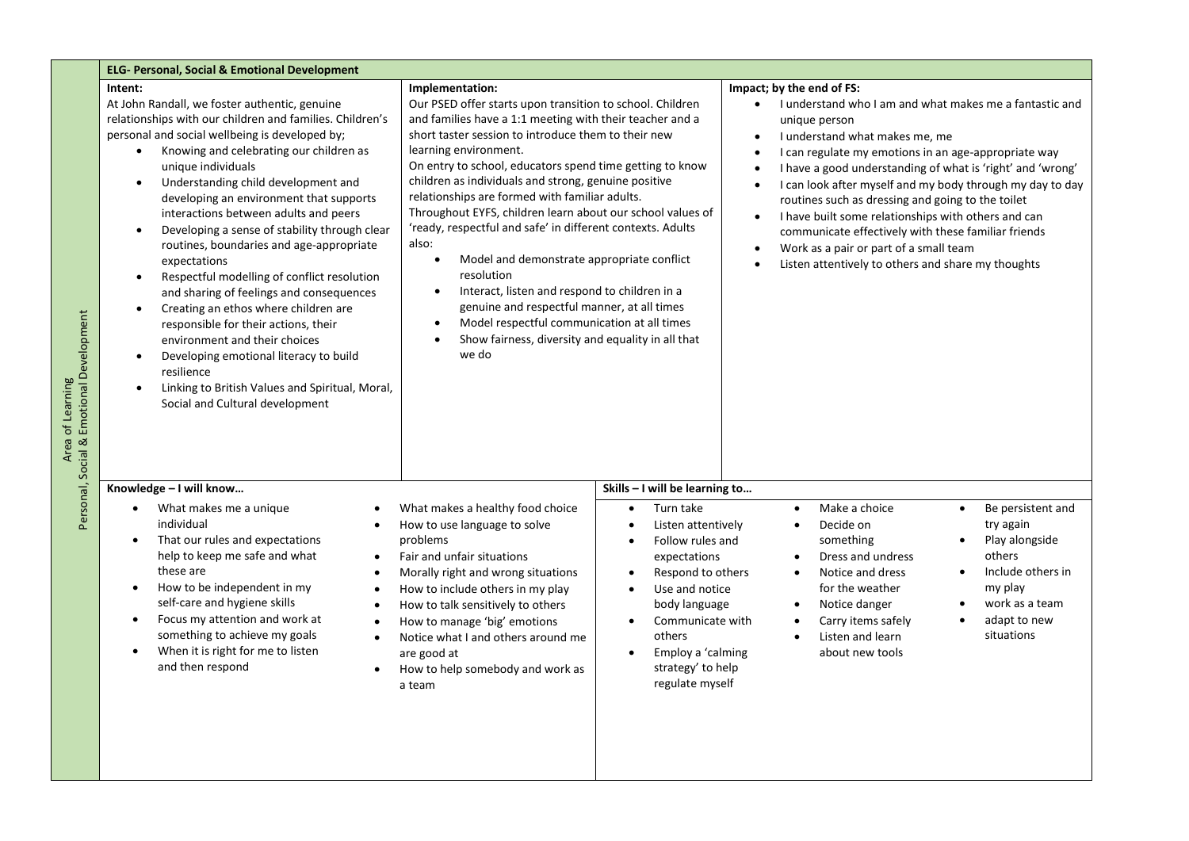**Area of Learning**
**Personal, Social & Emotional Development**

## ELG- Personal, Social & Emotional Development

### Intent:

At John Randall, we foster authentic, genuine relationships with our children and families. Children's personal and social wellbeing is developed by;

- Knowing and celebrating our children as unique individuals
- Understanding child development and developing an environment that supports interactions between adults and peers
- Developing a sense of stability through clear routines, boundaries and age-appropriate expectations
- Respectful modelling of conflict resolution and sharing of feelings and consequences
- Creating an ethos where children are responsible for their actions, their environment and their choices
- Developing emotional literacy to build resilience
- Linking to British Values and Spiritual, Moral, Social and Cultural development

### Implementation:

Our PSED offer starts upon transition to school. Children and families have a 1:1 meeting with their teacher and a short taster session to introduce them to their new learning environment.

On entry to school, educators spend time getting to know children as individuals and strong, genuine positive relationships are formed with familiar adults.

Throughout EYFS, children learn about our school values of 'ready, respectful and safe' in different contexts. Adults also:

- Model and demonstrate appropriate conflict resolution
- Interact, listen and respond to children in a genuine and respectful manner, at all times
- Model respectful communication at all times
- Show fairness, diversity and equality in all that we do

### Impact; by the end of FS:

- I understand who I am and what makes me a fantastic and unique person
- I understand what makes me, me
- I can regulate my emotions in an age-appropriate way
- I have a good understanding of what is 'right' and 'wrong'
- I can look after myself and my body through my day to day routines such as dressing and going to the toilet
- I have built some relationships with others and can communicate effectively with these familiar friends
- Work as a pair or part of a small team
- Listen attentively to others and share my thoughts

### Knowledge – I will know…

- What makes me a unique individual
- That our rules and expectations help to keep me safe and what these are
- How to be independent in my self-care and hygiene skills
- Focus my attention and work at something to achieve my goals
- When it is right for me to listen and then respond
- What makes a healthy food choice
- How to use language to solve problems
- Fair and unfair situations
- Morally right and wrong situations
- How to include others in my play
- How to talk sensitively to others
- How to manage 'big' emotions
- Notice what I and others around me are good at
- How to help somebody and work as a team

### Skills – I will be learning to…

- Turn take
- Listen attentively
- Follow rules and expectations
- Respond to others
- Use and notice body language
- Communicate with others
- Employ a 'calming strategy' to help regulate myself
- Make a choice
- Decide on something
- Dress and undress
- Notice and dress for the weather
- Notice danger
- Carry items safely
- Listen and learn about new tools
- Be persistent and try again
- Play alongside others
- Include others in my play
- work as a team
- adapt to new situations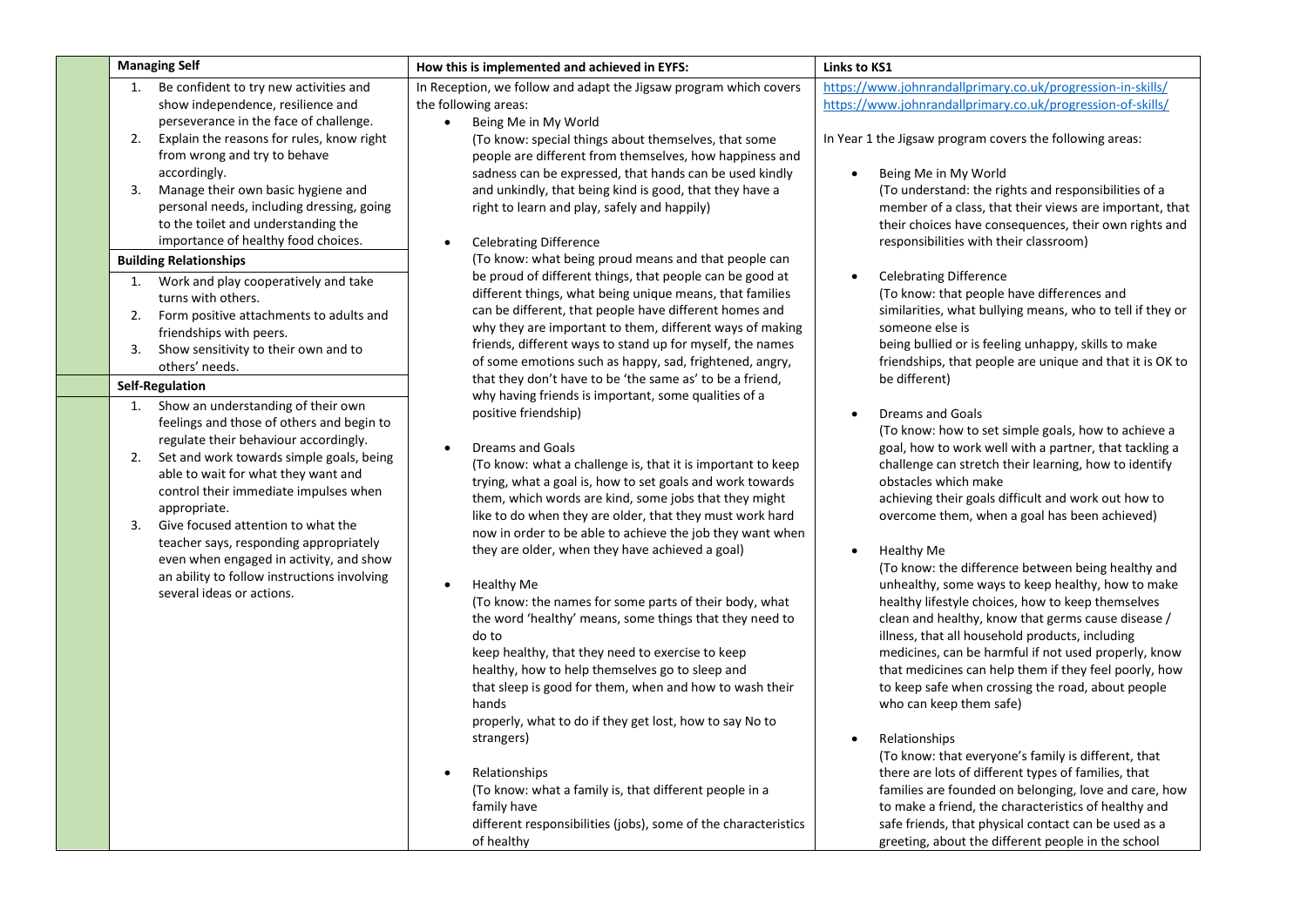| | Managing Self | How this is implemented and achieved in EYFS: | Links to KS1 |
|---|---|---|---|
| | 1. Be confident to try new activities and show independence, resilience and perseverance in the face of challenge.<br>2. Explain the reasons for rules, know right from wrong and try to behave accordingly.<br>3. Manage their own basic hygiene and personal needs, including dressing, going to the toilet and understanding the importance of healthy food choices.<br><br>**Building Relationships**<br>1. Work and play cooperatively and take turns with others.<br>2. Form positive attachments to adults and friendships with peers.<br>3. Show sensitivity to their own and to others' needs.<br><br>**Self-Regulation**<br>1. Show an understanding of their own feelings and those of others and begin to regulate their behaviour accordingly.<br>2. Set and work towards simple goals, being able to wait for what they want and control their immediate impulses when appropriate.<br>3. Give focused attention to what the teacher says, responding appropriately even when engaged in activity, and show an ability to follow instructions involving several ideas or actions. | In Reception, we follow and adapt the Jigsaw program which covers the following areas:<br>• Being Me in My World<br>(To know: special things about themselves, that some people are different from themselves, how happiness and sadness can be expressed, that hands can be used kindly and unkindly, that being kind is good, that they have a right to learn and play, safely and happily)<br>• Celebrating Difference<br>(To know: what being proud means and that people can be proud of different things, that people can be good at different things, what being unique means, that families can be different, that people have different homes and why they are important to them, different ways of making friends, different ways to stand up for myself, the names of some emotions such as happy, sad, frightened, angry, that they don't have to be 'the same as' to be a friend, why having friends is important, some qualities of a positive friendship)<br>• Dreams and Goals<br>(To know: what a challenge is, that it is important to keep trying, what a goal is, how to set goals and work towards them, which words are kind, some jobs that they might like to do when they are older, that they must work hard now in order to be able to achieve the job they want when they are older, when they have achieved a goal)<br>• Healthy Me<br>(To know: the names for some parts of their body, what the word 'healthy' means, some things that they need to do to keep healthy, that they need to exercise to keep healthy, how to help themselves go to sleep and that sleep is good for them, when and how to wash their hands properly, what to do if they get lost, how to say No to strangers)<br>• Relationships<br>(To know: what a family is, that different people in a family have different responsibilities (jobs), some of the characteristics of healthy | https://www.johnrandallprimary.co.uk/progression-in-skills/<br>https://www.johnrandallprimary.co.uk/progression-of-skills/<br><br>In Year 1 the Jigsaw program covers the following areas:<br>• Being Me in My World<br>(To understand: the rights and responsibilities of a member of a class, that their views are important, that their choices have consequences, their own rights and responsibilities with their classroom)<br>• Celebrating Difference<br>(To know: that people have differences and similarities, what bullying means, who to tell if they or someone else is being bullied or is feeling unhappy, skills to make friendships, that people are unique and that it is OK to be different)<br>• Dreams and Goals<br>(To know: how to set simple goals, how to achieve a goal, how to work well with a partner, that tackling a challenge can stretch their learning, how to identify obstacles which make achieving their goals difficult and work out how to overcome them, when a goal has been achieved)<br>• Healthy Me<br>(To know: the difference between being healthy and unhealthy, some ways to keep healthy, how to make healthy lifestyle choices, how to keep themselves clean and healthy, know that germs cause disease / illness, that all household products, including medicines, can be harmful if not used properly, know that medicines can help them if they feel poorly, how to keep safe when crossing the road, about people who can keep them safe)<br>• Relationships<br>(To know: that everyone's family is different, that there are lots of different types of families, that families are founded on belonging, love and care, how to make a friend, the characteristics of healthy and safe friends, that physical contact can be used as a greeting, about the different people in the school |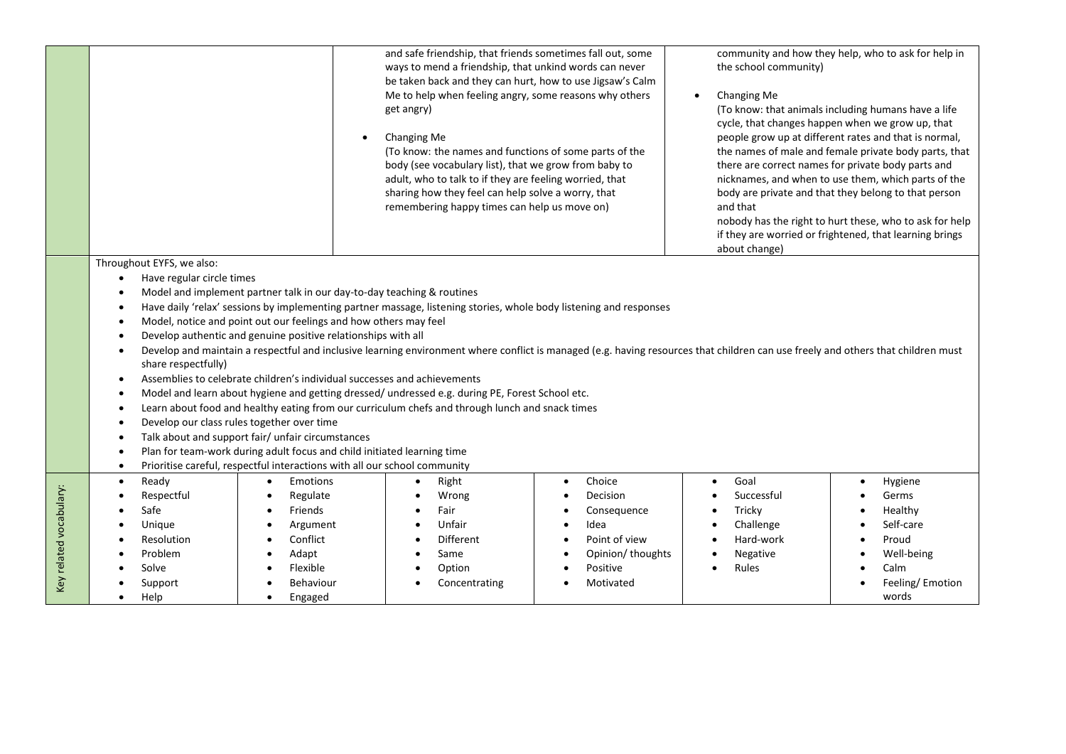| | | | | | | |
|---|---|---|---|---|---|---|
| | | | • and safe friendship, that friends sometimes fall out, some ways to mend a friendship, that unkind words can never be taken back and they can hurt, how to use Jigsaw's Calm Me to help when feeling angry, some reasons why others get angry)<br><br>• Changing Me<br>(To know: the names and functions of some parts of the body (see vocabulary list), that we grow from baby to adult, who to talk to if they are feeling worried, that sharing how they feel can help solve a worry, that remembering happy times can help us move on) | | community and how they help, who to ask for help in the school community)<br><br>• Changing Me<br>(To know: that animals including humans have a life cycle, that changes happen when we grow up, that people grow up at different rates and that is normal, the names of male and female private body parts, that there are correct names for private body parts and nicknames, and when to use them, which parts of the body are private and that they belong to that person and that<br>nobody has the right to hurt these, who to ask for help if they are worried or frightened, that learning brings about change) | |
| | Throughout EYFS, we also:<br>• Have regular circle times<br>• Model and implement partner talk in our day-to-day teaching & routines<br>• Have daily 'relax' sessions by implementing partner massage, listening stories, whole body listening and responses<br>• Model, notice and point out our feelings and how others may feel<br>• Develop authentic and genuine positive relationships with all<br>• Develop and maintain a respectful and inclusive learning environment where conflict is managed (e.g. having resources that children can use freely and others that children must share respectfully)<br>• Assemblies to celebrate children's individual successes and achievements<br>• Model and learn about hygiene and getting dressed/ undressed e.g. during PE, Forest School etc.<br>• Learn about food and healthy eating from our curriculum chefs and through lunch and snack times<br>• Develop our class rules together over time<br>• Talk about and support fair/ unfair circumstances<br>• Plan for team-work during adult focus and child initiated learning time<br>• Prioritise careful, respectful interactions with all our school community | | | | | |
| Key related vocabulary: | • Ready<br>• Respectful<br>• Safe<br>• Unique<br>• Resolution<br>• Problem<br>• Solve<br>• Support<br>• Help | • Emotions<br>• Regulate<br>• Friends<br>• Argument<br>• Conflict<br>• Adapt<br>• Flexible<br>• Behaviour<br>• Engaged | • Right<br>• Wrong<br>• Fair<br>• Unfair<br>• Different<br>• Same<br>• Option<br>• Concentrating | • Choice<br>• Decision<br>• Consequence<br>• Idea<br>• Point of view<br>• Opinion/ thoughts<br>• Positive<br>• Motivated | • Goal<br>• Successful<br>• Tricky<br>• Challenge<br>• Hard-work<br>• Negative<br>• Rules | • Hygiene<br>• Germs<br>• Healthy<br>• Self-care<br>• Proud<br>• Well-being<br>• Calm<br>• Feeling/ Emotion words |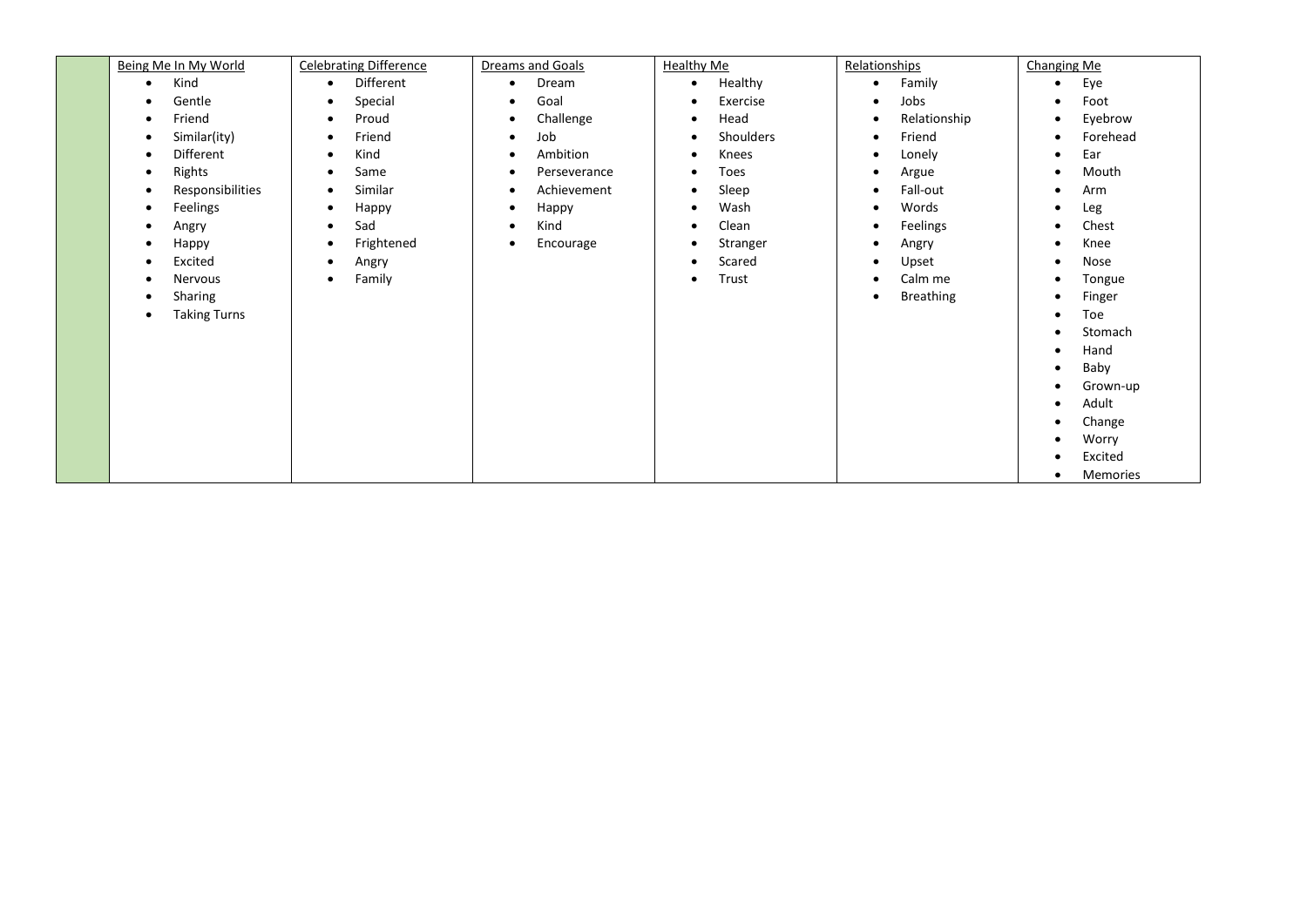| | Being Me In My World | Celebrating Difference | Dreams and Goals | Healthy Me | Relationships | Changing Me |
|---|---|---|---|---|---|---|
| | • Kind<br>• Gentle<br>• Friend<br>• Similar(ity)<br>• Different<br>• Rights<br>• Responsibilities<br>• Feelings<br>• Angry<br>• Happy<br>• Excited<br>• Nervous<br>• Sharing<br>• Taking Turns | • Different<br>• Special<br>• Proud<br>• Friend<br>• Kind<br>• Same<br>• Similar<br>• Happy<br>• Sad<br>• Frightened<br>• Angry<br>• Family | • Dream<br>• Goal<br>• Challenge<br>• Job<br>• Ambition<br>• Perseverance<br>• Achievement<br>• Happy<br>• Kind<br>• Encourage | • Healthy<br>• Exercise<br>• Head<br>• Shoulders<br>• Knees<br>• Toes<br>• Sleep<br>• Wash<br>• Clean<br>• Stranger<br>• Scared<br>• Trust | • Family<br>• Jobs<br>• Relationship<br>• Friend<br>• Lonely<br>• Argue<br>• Fall-out<br>• Words<br>• Feelings<br>• Angry<br>• Upset<br>• Calm me<br>• Breathing | • Eye<br>• Foot<br>• Eyebrow<br>• Forehead<br>• Ear<br>• Mouth<br>• Arm<br>• Leg<br>• Chest<br>• Knee<br>• Nose<br>• Tongue<br>• Finger<br>• Toe<br>• Stomach<br>• Hand<br>• Baby<br>• Grown-up<br>• Adult<br>• Change<br>• Worry<br>• Excited<br>• Memories |